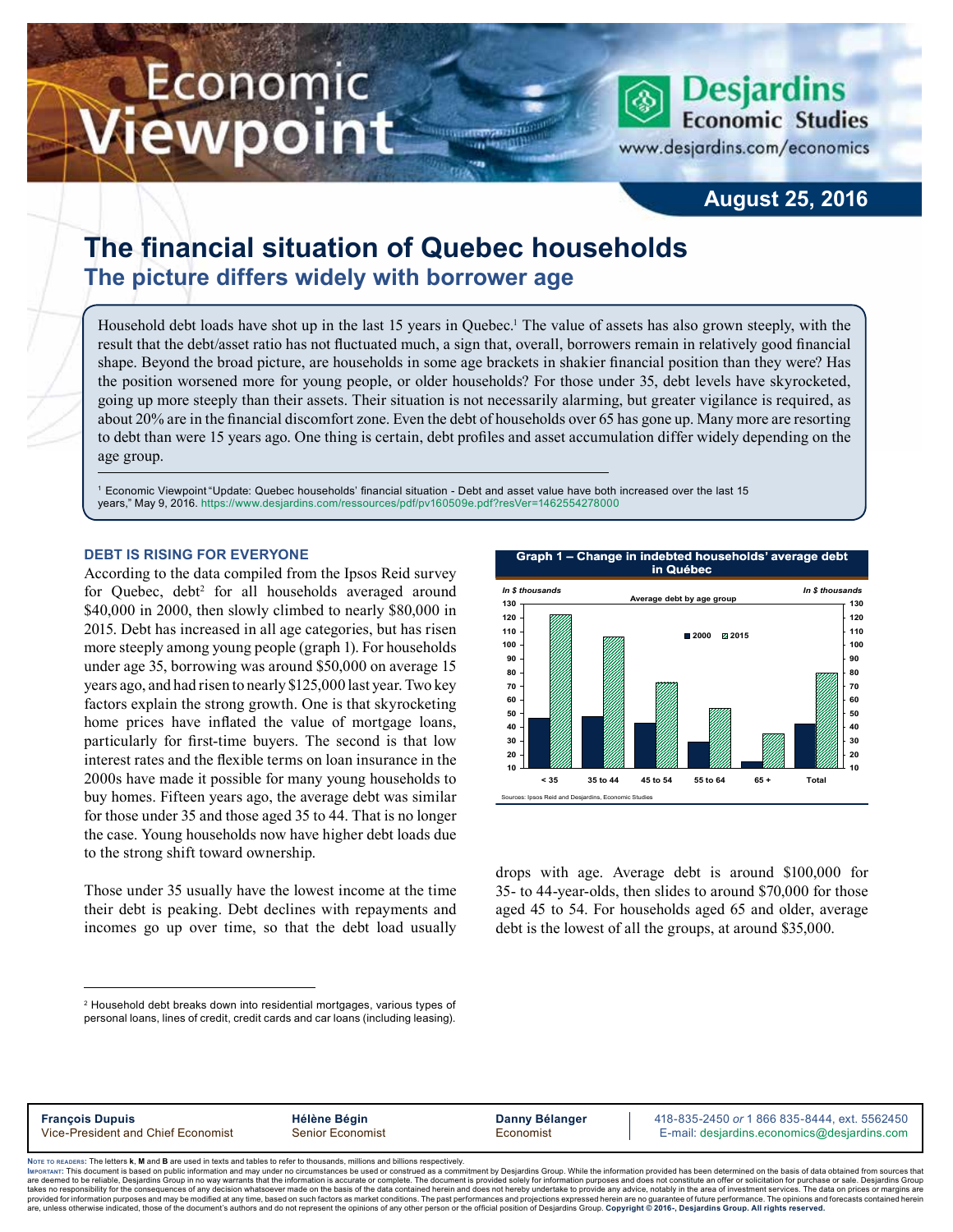# The financial situation of Quebec households

## The picture differs widely with borrower age

August 25, 2016

Household debt loads have shot up in the last 15 years in Quebec.[1] The value of assets has also grown steeply, with the result that the debt/asset ratio has not fluctuated much, a sign that, overall, borrowers remain in relatively good financial shape. Beyond the broad picture, are households in some age brackets in shakier financial position than they were? Has the position worsened more for young people, or older households? For those under 35, debt levels have skyrocketed, going up more steeply than their assets. Their situation is not necessarily alarming, but greater vigilance is required, as about 20% are in the financial discomfort zone. Even the debt of households over 65 has gone up. Many more are resorting to debt than were 15 years ago. One thing is certain, debt profiles and asset accumulation differ widely depending on the age group.

[1] Economic Viewpoint "Update: Quebec households' financial situation - Debt and asset value have both increased over the last 15 years," May 9, 2016. https://www.desjardins.com/ressources/pdf/pv160509e.pdf?resVer=1462554278000

### DEBT IS RISING FOR EVERYONE

According to the data compiled from the Ipsos Reid survey for Quebec, debt[2] for all households averaged around $40,000 in 2000, then slowly climbed to nearly $80,000 in 2015. Debt has increased in all age categories, but has risen more steeply among young people (graph 1). For households under age 35, borrowing was around $50,000 on average 15 years ago, and had risen to nearly $125,000 last year. Two key factors explain the strong growth. One is that skyrocketing home prices have inflated the value of mortgage loans, particularly for first-time buyers. The second is that low interest rates and the flexible terms on loan insurance in the 2000s have made it possible for many young households to buy homes. Fifteen years ago, the average debt was similar for those under 35 and those aged 35 to 44. That is no longer the case. Young households now have higher debt loads due to the strong shift toward ownership.

Those under 35 usually have the lowest income at the time their debt is peaking. Debt declines with repayments and incomes go up over time, so that the debt load usually drops with age. Average debt is around $100,000 for 35- to 44-year-olds, then slides to around $70,000 for those aged 45 to 54. For households aged 65 and older, average debt is the lowest of all the groups, at around $35,000.

**Graph 1 – Change in indebted households' average debt in Québec**

Average debt by age group (In $ thousands)

| Age group | 2000 | 2015 |
|---|---|---|
| < 35 | ~47 | ~122 |
| 35 to 44 | ~48 | ~106 |
| 45 to 54 | ~43 | ~73 |
| 55 to 64 | ~30 | ~54 |
| 65 + | ~15 | ~35 |
| Total | ~42 | ~80 |

Sources: Ipsos Reid and Desjardins, Economic Studies

[2] Household debt breaks down into residential mortgages, various types of personal loans, lines of credit, credit cards and car loans (including leasing).

**François Dupuis**, Vice-President and Chief Economist · **Hélène Bégin**, Senior Economist · **Danny Bélanger**, Economist
418-835-2450 *or* 1 866 835-8444, ext. 5562450 · E-mail: desjardins.economics@desjardins.com

Note to readers: The letters **k**, **M** and **B** are used in texts and tables to refer to thousands, millions and billions respectively.

Important: This document is based on public information and may under no circumstances be used or construed as a commitment by Desjardins Group. While the information provided has been determined on the basis of data obtained from sources that are deemed to be reliable, Desjardins Group in no way warrants that the information is accurate or complete. The document is provided solely for information purposes and does not constitute an offer or solicitation for purchase or sale. Desjardins Group takes no responsibility for the consequences of any decision whatsoever made on the basis of the data contained herein and does not hereby undertake to provide any advice, notably in the area of investment services. The data on prices or margins are provided for information purposes and may be modified at any time, based on such factors as market conditions. The past performances and projections expressed herein are no guarantee of future performance. The opinions and forecasts contained herein are, unless otherwise indicated, those of the document's authors and do not represent the opinions of any other person or the official position of Desjardins Group. **Copyright © 2016-, Desjardins Group. All rights reserved.**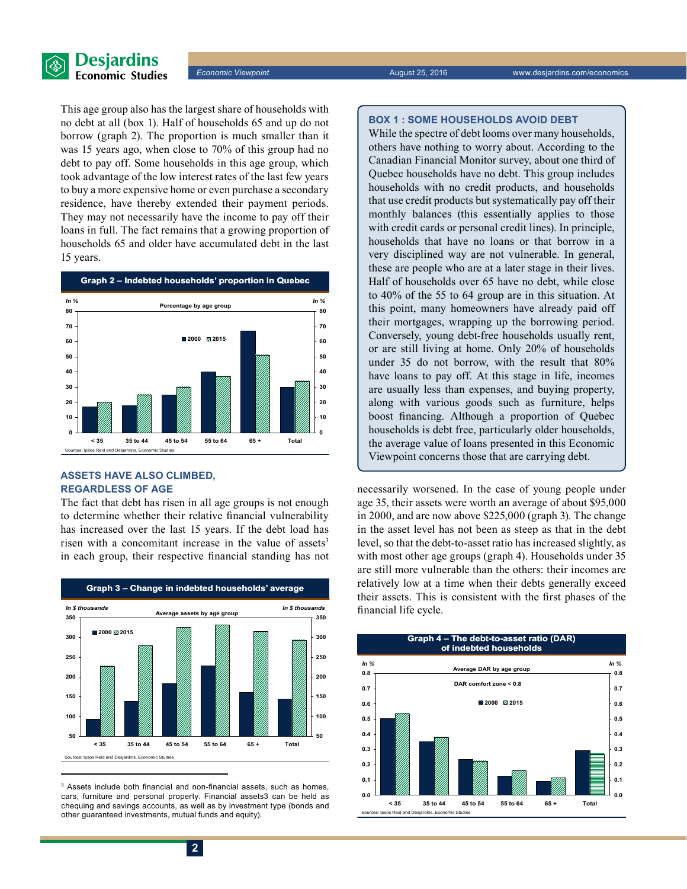This age group also has the largest share of households with no debt at all (box 1). Half of households 65 and up do not borrow (graph 2). The proportion is much smaller than it was 15 years ago, when close to 70% of this group had no debt to pay off. Some households in this age group, which took advantage of the low interest rates of the last few years to buy a more expensive home or even purchase a secondary residence, have thereby extended their payment periods. They may not necessarily have the income to pay off their loans in full. The fact remains that a growing proportion of households 65 and older have accumulated debt in the last 15 years.

**Graph 2 – Indebted households' proportion in Quebec**

Percentage by age group (In %)

| Age group | 2000 | 2015 |
|---|---|---|
| < 35 | 17 | 20 |
| 35 to 44 | 18 | 25 |
| 45 to 54 | 25 | 30 |
| 55 to 64 | 40 | 37 |
| 65 + | 67 | 51 |
| Total | 30 | 34 |

Sources: Ipsos Reid and Desjardins, Economic Studies

### BOX 1 : SOME HOUSEHOLDS AVOID DEBT

While the spectre of debt looms over many households, others have nothing to worry about. According to the Canadian Financial Monitor survey, about one third of Quebec households have no debt. This group includes households with no credit products, and households that use credit products but systematically pay off their monthly balances (this essentially applies to those with credit cards or personal credit lines). In principle, households that have no loans or that borrow in a very disciplined way are not vulnerable. In general, these are people who are at a later stage in their lives. Half of households over 65 have no debt, while close to 40% of the 55 to 64 group are in this situation. At this point, many homeowners have already paid off their mortgages, wrapping up the borrowing period. Conversely, young debt-free households usually rent, or are still living at home. Only 20% of households under 35 do not borrow, with the result that 80% have loans to pay off. At this stage in life, incomes are usually less than expenses, and buying property, along with various goods such as furniture, helps boost financing. Although a proportion of Quebec households is debt free, particularly older households, the average value of loans presented in this Economic Viewpoint concerns those that are carrying debt.

## ASSETS HAVE ALSO CLIMBED, REGARDLESS OF AGE

The fact that debt has risen in all age groups is not enough to determine whether their relative financial vulnerability has increased over the last 15 years. If the debt load has risen with a concomitant increase in the value of assets[3] in each group, their respective financial standing has not necessarily worsened. In the case of young people under age 35, their assets were worth an average of about $95,000 in 2000, and are now above $225,000 (graph 3). The change in the asset level has not been as steep as that in the debt level, so that the debt-to-asset ratio has increased slightly, as with most other age groups (graph 4). Households under 35 are still more vulnerable than the others: their incomes are relatively low at a time when their debts generally exceed their assets. This is consistent with the first phases of the financial life cycle.

**Graph 3 – Change in indebted households' average**

Average assets by age group (In $ thousands)

| Age group | 2000 | 2015 |
|---|---|---|
| < 35 | 95 | 227 |
| 35 to 44 | 139 | 279 |
| 45 to 54 | 183 | 325 |
| 55 to 64 | 229 | 332 |
| 65 + | 161 | 315 |
| Total | 145 | 293 |

Sources: Ipsos Reid and Desjardins, Economic Studies

**Graph 4 – The debt-to-asset ratio (DAR) of indebted households**

Average DAR by age group (In %)

DAR comfort zone < 0.8

| Age group | 2000 | 2015 |
|---|---|---|
| < 35 | 0.50 | 0.53 |
| 35 to 44 | 0.35 | 0.38 |
| 45 to 54 | 0.23 | 0.22 |
| 55 to 64 | 0.12 | 0.16 |
| 65 + | 0.09 | 0.11 |
| Total | 0.29 | 0.27 |

Sources: Ipsos Reid and Desjardins, Economic Studies

---

[3] Assets include both financial and non-financial assets, such as homes, cars, furniture and personal property. Financial assets3 can be held as chequing and savings accounts, as well as by investment type (bonds and other guaranteed investments, mutual funds and equity).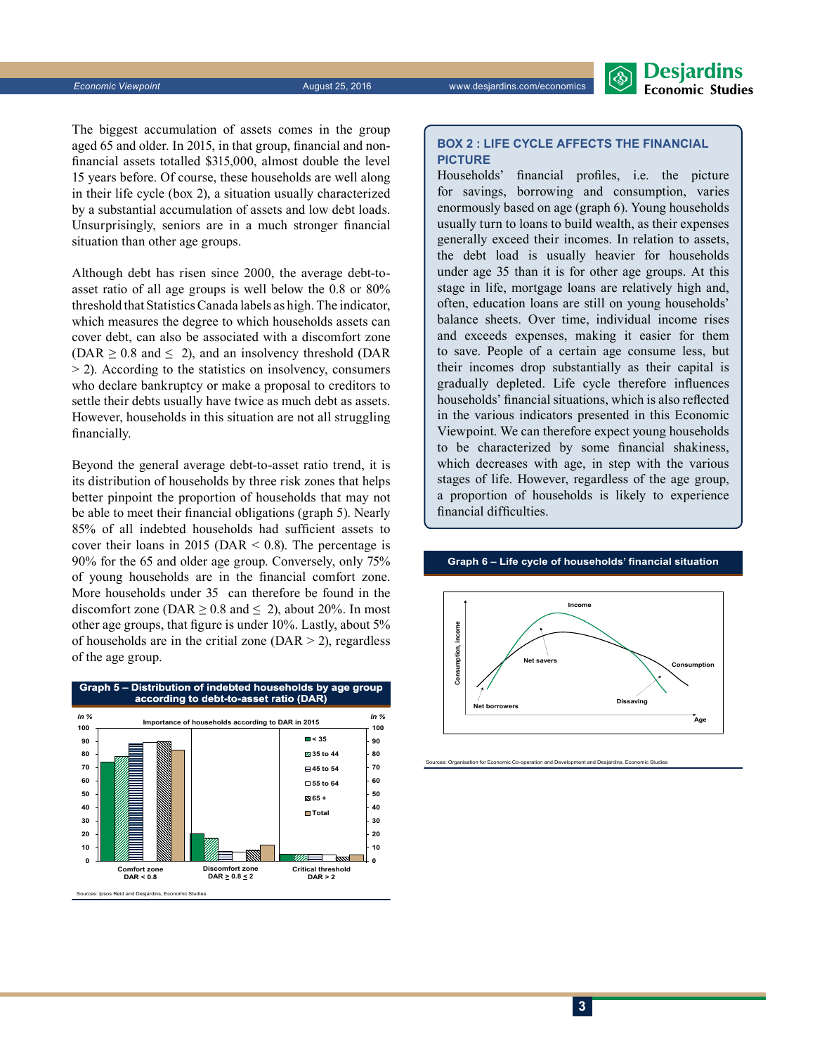The biggest accumulation of assets comes in the group aged 65 and older. In 2015, in that group, financial and non-financial assets totalled $315,000, almost double the level 15 years before. Of course, these households are well along in their life cycle (box 2), a situation usually characterized by a substantial accumulation of assets and low debt loads. Unsurprisingly, seniors are in a much stronger financial situation than other age groups.

Although debt has risen since 2000, the average debt-to-asset ratio of all age groups is well below the 0.8 or 80% threshold that Statistics Canada labels as high. The indicator, which measures the degree to which households assets can cover debt, can also be associated with a discomfort zone (DAR ≥ 0.8 and ≤ 2), and an insolvency threshold (DAR > 2). According to the statistics on insolvency, consumers who declare bankruptcy or make a proposal to creditors to settle their debts usually have twice as much debt as assets. However, households in this situation are not all struggling financially.

Beyond the general average debt-to-asset ratio trend, it is its distribution of households by three risk zones that helps better pinpoint the proportion of households that may not be able to meet their financial obligations (graph 5). Nearly 85% of all indebted households had sufficient assets to cover their loans in 2015 (DAR < 0.8). The percentage is 90% for the 65 and older age group. Conversely, only 75% of young households are in the financial comfort zone. More households under 35 can therefore be found in the discomfort zone (DAR ≥ 0.8 and ≤ 2), about 20%. In most other age groups, that figure is under 10%. Lastly, about 5% of households are in the critial zone (DAR > 2), regardless of the age group.

**Graph 5 – Distribution of indebted households by age group according to debt-to-asset ratio (DAR)**

Importance of households according to DAR in 2015 (in %)

| | < 35 | 35 to 44 | 45 to 54 | 55 to 64 | 65 + | Total |
|---|---|---|---|---|---|---|
| Comfort zone DAR < 0.8 | 74 | 78 | 88 | 89 | 89 | 83 |
| Discomfort zone DAR ≥ 0.8 ≤ 2 | 20 | 17 | 7 | 7 | 8 | 12 |
| Critical threshold DAR > 2 | 5 | 5 | 5 | 5 | 3 | 5 |

Sources: Ipsos Reid and Desjardins, Economic Studies

## BOX 2 : LIFE CYCLE AFFECTS THE FINANCIAL PICTURE

Households' financial profiles, i.e. the picture for savings, borrowing and consumption, varies enormously based on age (graph 6). Young households usually turn to loans to build wealth, as their expenses generally exceed their incomes. In relation to assets, the debt load is usually heavier for households under age 35 than it is for other age groups. At this stage in life, mortgage loans are relatively high and, often, education loans are still on young households' balance sheets. Over time, individual income rises and exceeds expenses, making it easier for them to save. People of a certain age consume less, but their incomes drop substantially as their capital is gradually depleted. Life cycle therefore influences households' financial situations, which is also reflected in the various indicators presented in this Economic Viewpoint. We can therefore expect young households to be characterized by some financial shakiness, which decreases with age, in step with the various stages of life. However, regardless of the age group, a proportion of households is likely to experience financial difficulties.

**Graph 6 – Life cycle of households' financial situation**

(Chart: Consumption, income vs. Age — curves labelled Income and Consumption; regions labelled Net borrowers, Net savers, Dissaving)

Sources: Organisation for Economic Co-operation and Development and Desjardins, Economic Studies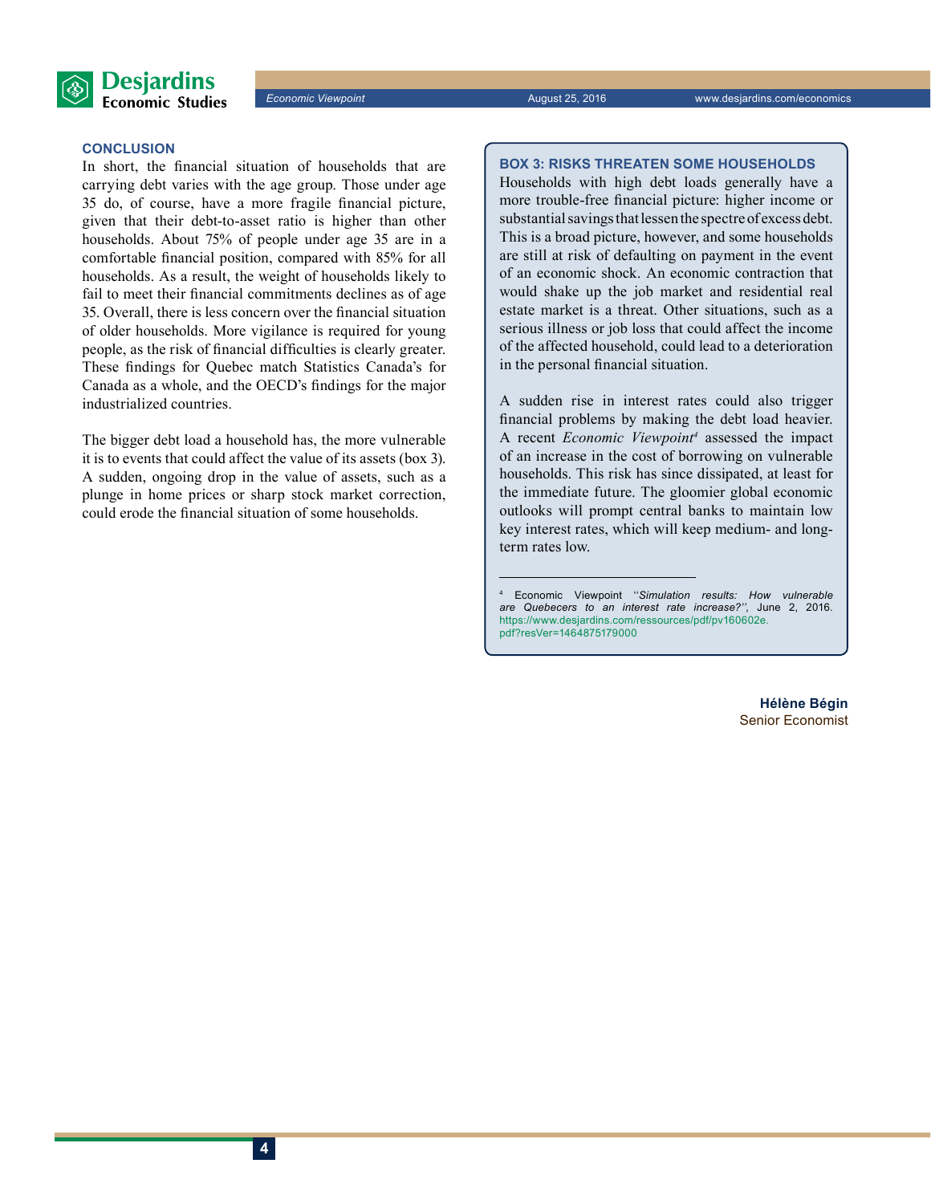## CONCLUSION

In short, the financial situation of households that are carrying debt varies with the age group. Those under age 35 do, of course, have a more fragile financial picture, given that their debt-to-asset ratio is higher than other households. About 75% of people under age 35 are in a comfortable financial position, compared with 85% for all households. As a result, the weight of households likely to fail to meet their financial commitments declines as of age 35. Overall, there is less concern over the financial situation of older households. More vigilance is required for young people, as the risk of financial difficulties is clearly greater. These findings for Quebec match Statistics Canada's for Canada as a whole, and the OECD's findings for the major industrialized countries.

The bigger debt load a household has, the more vulnerable it is to events that could affect the value of its assets (box 3). A sudden, ongoing drop in the value of assets, such as a plunge in home prices or sharp stock market correction, could erode the financial situation of some households.

### BOX 3: RISKS THREATEN SOME HOUSEHOLDS

Households with high debt loads generally have a more trouble-free financial picture: higher income or substantial savings that lessen the spectre of excess debt. This is a broad picture, however, and some households are still at risk of defaulting on payment in the event of an economic shock. An economic contraction that would shake up the job market and residential real estate market is a threat. Other situations, such as a serious illness or job loss that could affect the income of the affected household, could lead to a deterioration in the personal financial situation.

A sudden rise in interest rates could also trigger financial problems by making the debt load heavier. A recent *Economic Viewpoint*[4] assessed the impact of an increase in the cost of borrowing on vulnerable households. This risk has since dissipated, at least for the immediate future. The gloomier global economic outlooks will prompt central banks to maintain low key interest rates, which will keep medium- and long-term rates low.

[4] Economic Viewpoint *"Simulation results: How vulnerable are Quebecers to an interest rate increase?"*, June 2, 2016. https://www.desjardins.com/ressources/pdf/pv160602e.pdf?resVer=1464875179000

**Hélène Bégin**
Senior Economist